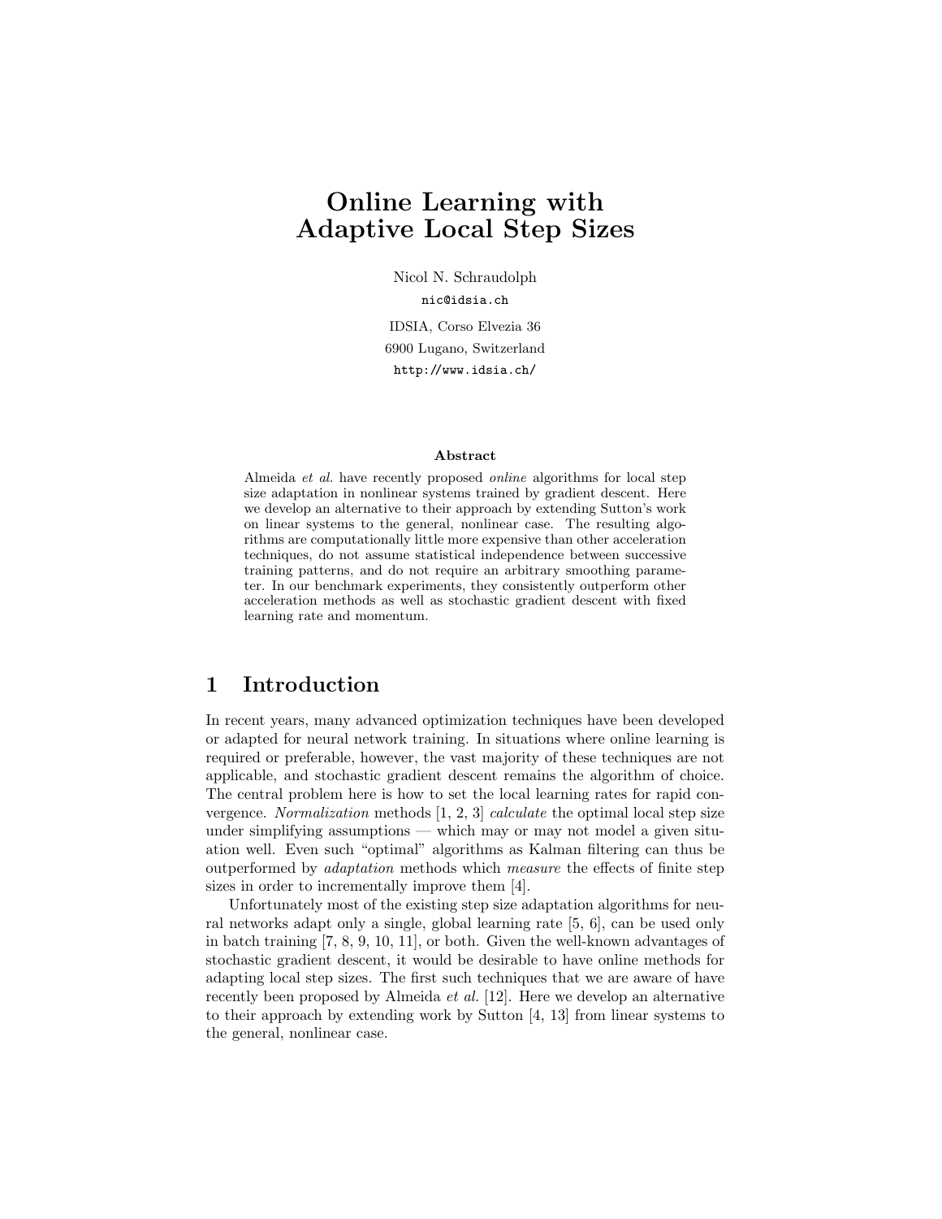# Online Learning with Adaptive Local Step Sizes

Nicol N. Schraudolph

nic@idsia.ch

IDSIA, Corso Elvezia 36

6900 Lugano, Switzerland

http://www.idsia.ch/

### Abstract

Almeida *et al.* have recently proposed *online* algorithms for local step size adaptation in nonlinear systems trained by gradient descent. Here we develop an alternative to their approach by extending Sutton's work on linear systems to the general, nonlinear case. The resulting algorithms are computationally little more expensive than other acceleration techniques, do not assume statistical independence between successive training patterns, and do not require an arbitrary smoothing parameter. In our benchmark experiments, they consistently outperform other acceleration methods as well as stochastic gradient descent with fixed learning rate and momentum.

## 1 Introduction

In recent years, many advanced optimization techniques have been developed or adapted for neural network training. In situations where online learning is required or preferable, however, the vast majority of these techniques are not applicable, and stochastic gradient descent remains the algorithm of choice. The central problem here is how to set the local learning rates for rapid convergence. *Normalization* methods [1, 2, 3] *calculate* the optimal local step size under simplifying assumptions — which may or may not model a given situation well. Even such "optimal" algorithms as Kalman filtering can thus be outperformed by *adaptation* methods which *measure* the effects of finite step sizes in order to incrementally improve them [4].

Unfortunately most of the existing step size adaptation algorithms for neural networks adapt only a single, global learning rate [5, 6], can be used only in batch training [7, 8, 9, 10, 11], or both. Given the well-known advantages of stochastic gradient descent, it would be desirable to have online methods for adapting local step sizes. The first such techniques that we are aware of have recently been proposed by Almeida *et al.* [12]. Here we develop an alternative to their approach by extending work by Sutton [4, 13] from linear systems to the general, nonlinear case.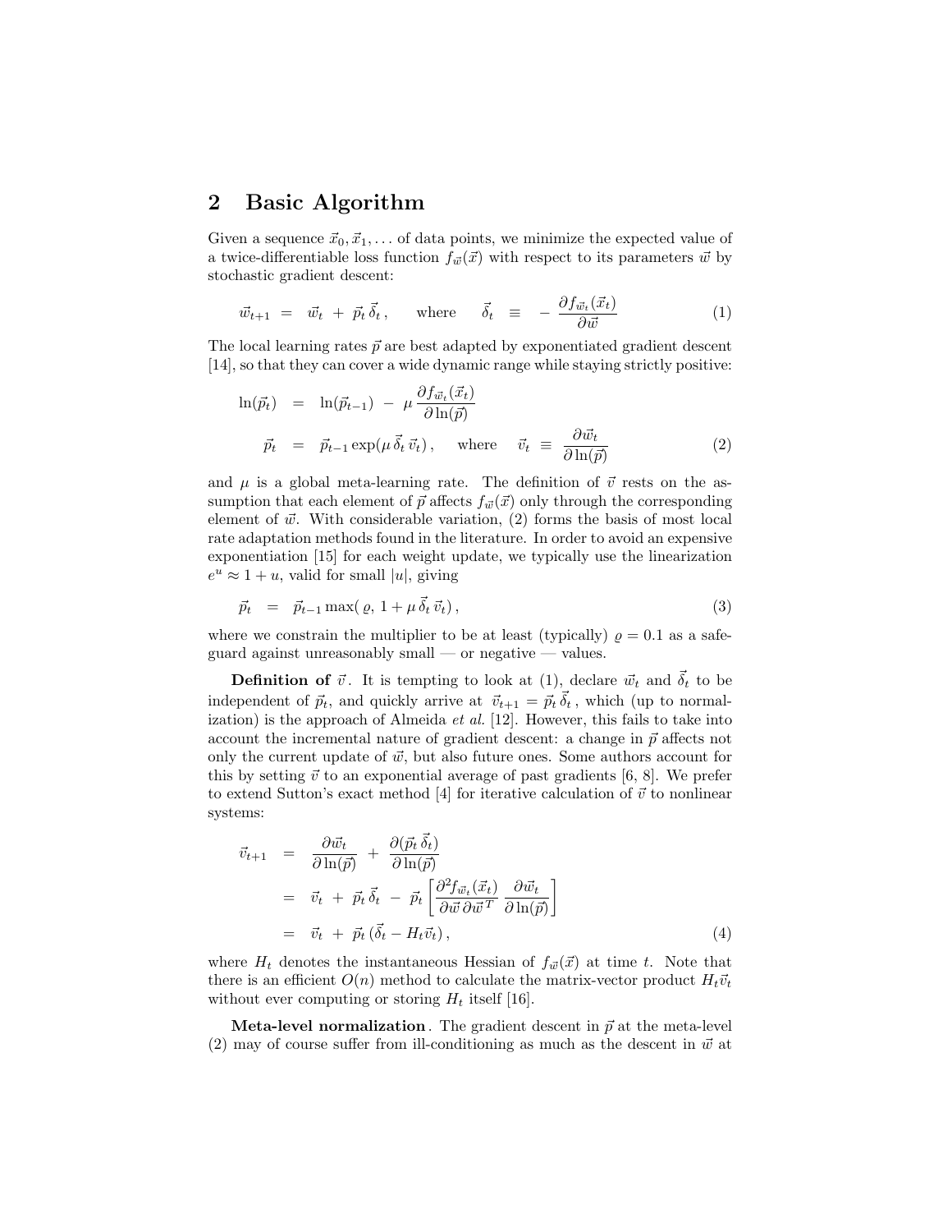## 2 Basic Algorithm

Given a sequence $\vec{x}_0, \vec{x}_1, \ldots$ of data points, we minimize the expected value of a twice-differentiable loss function $f_{\vec{w}}(\vec{x})$ with respect to its parameters $\vec{w}$ by stochastic gradient descent:

$$\vec{w}_{t+1} \;=\; \vec{w}_t \;+\; \vec{p}_t\, \vec{\delta}_t\,, \qquad \text{where} \qquad \vec{\delta}_t \;\equiv\; -\,\frac{\partial f_{\vec{w}_t}(\vec{x}_t)}{\partial \vec{w}} \tag{1}$$

The local learning rates $\vec{p}$ are best adapted by exponentiated gradient descent [14], so that they can cover a wide dynamic range while staying strictly positive:

$$\begin{aligned} \ln(\vec{p}_t) &= \ln(\vec{p}_{t-1}) \;-\; \mu\, \frac{\partial f_{\vec{w}_t}(\vec{x}_t)}{\partial \ln(\vec{p})} \\ \vec{p}_t &= \vec{p}_{t-1} \exp(\mu\, \vec{\delta}_t\, \vec{v}_t)\,, \qquad \text{where} \qquad \vec{v}_t \;\equiv\; \frac{\partial \vec{w}_t}{\partial \ln(\vec{p})} \end{aligned} \tag{2}$$

and $\mu$ is a global meta-learning rate. The definition of $\vec{v}$ rests on the assumption that each element of $\vec{p}$ affects $f_{\vec{w}}(\vec{x})$ only through the corresponding element of $\vec{w}$. With considerable variation, (2) forms the basis of most local rate adaptation methods found in the literature. In order to avoid an expensive exponentiation [15] for each weight update, we typically use the linearization $e^u \approx 1 + u$, valid for small $|u|$, giving

$$\vec{p}_t \;=\; \vec{p}_{t-1} \max(\,\varrho,\, 1 + \mu\, \vec{\delta}_t\, \vec{v}_t)\,, \tag{3}$$

where we constrain the multiplier to be at least (typically) $\varrho = 0.1$ as a safeguard against unreasonably small — or negative — values.

**Definition of** $\vec{v}$. It is tempting to look at (1), declare $\vec{w}_t$ and $\vec{\delta}_t$ to be independent of $\vec{p}_t$, and quickly arrive at $\vec{v}_{t+1} = \vec{p}_t\, \vec{\delta}_t$, which (up to normalization) is the approach of Almeida *et al.* [12]. However, this fails to take into account the incremental nature of gradient descent: a change in $\vec{p}$ affects not only the current update of $\vec{w}$, but also future ones. Some authors account for this by setting $\vec{v}$ to an exponential average of past gradients [6, 8]. We prefer to extend Sutton's exact method [4] for iterative calculation of $\vec{v}$ to nonlinear systems:

$$\begin{aligned} \vec{v}_{t+1} &= \frac{\partial \vec{w}_t}{\partial \ln(\vec{p})} \;+\; \frac{\partial (\vec{p}_t\, \vec{\delta}_t)}{\partial \ln(\vec{p})} \\ &= \vec{v}_t \;+\; \vec{p}_t\, \vec{\delta}_t \;-\; \vec{p}_t \left[ \frac{\partial^2 f_{\vec{w}_t}(\vec{x}_t)}{\partial \vec{w}\, \partial \vec{w}^T}\, \frac{\partial \vec{w}_t}{\partial \ln(\vec{p})} \right] \\ &= \vec{v}_t \;+\; \vec{p}_t\, (\vec{\delta}_t - H_t \vec{v}_t)\,, \end{aligned} \tag{4}$$

where $H_t$ denotes the instantaneous Hessian of $f_{\vec{w}}(\vec{x})$ at time $t$. Note that there is an efficient $O(n)$ method to calculate the matrix-vector product $H_t \vec{v}_t$ without ever computing or storing $H_t$ itself [16].

**Meta-level normalization**. The gradient descent in $\vec{p}$ at the meta-level (2) may of course suffer from ill-conditioning as much as the descent in $\vec{w}$ at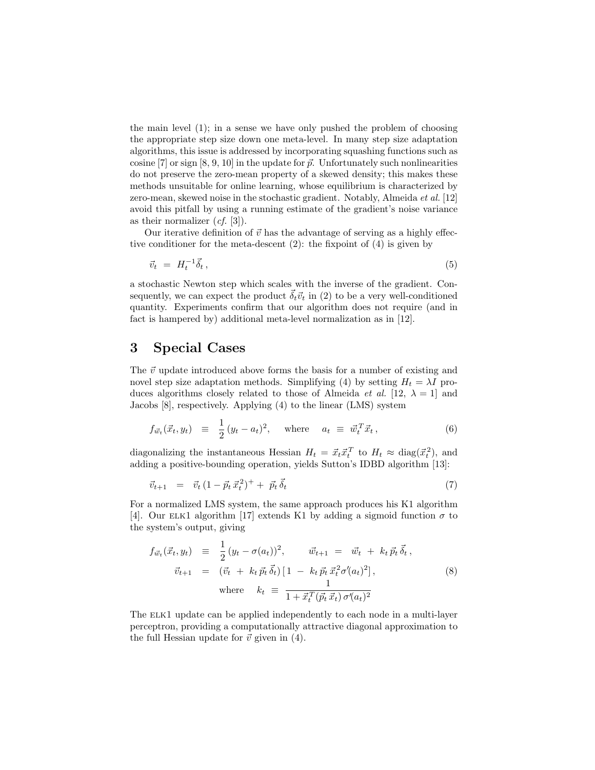the main level (1); in a sense we have only pushed the problem of choosing the appropriate step size down one meta-level. In many step size adaptation algorithms, this issue is addressed by incorporating squashing functions such as cosine [7] or sign [8, 9, 10] in the update for $\vec{p}$. Unfortunately such nonlinearities do not preserve the zero-mean property of a skewed density; this makes these methods unsuitable for online learning, whose equilibrium is characterized by zero-mean, skewed noise in the stochastic gradient. Notably, Almeida *et al.* [12] avoid this pitfall by using a running estimate of the gradient's noise variance as their normalizer (*cf.* [3]).

Our iterative definition of $\vec{v}$ has the advantage of serving as a highly effective conditioner for the meta-descent (2): the fixpoint of (4) is given by

$$\vec{v}_t \;=\; H_t^{-1} \vec{\delta}_t \,, \tag{5}$$

a stochastic Newton step which scales with the inverse of the gradient. Consequently, we can expect the product $\vec{\delta}_t \vec{v}_t$ in (2) to be a very well-conditioned quantity. Experiments confirm that our algorithm does not require (and in fact is hampered by) additional meta-level normalization as in [12].

## 3 Special Cases

The $\vec{v}$ update introduced above forms the basis for a number of existing and novel step size adaptation methods. Simplifying (4) by setting $H_t = \lambda I$ produces algorithms closely related to those of Almeida *et al.* [12, $\lambda = 1$] and Jacobs [8], respectively. Applying (4) to the linear (LMS) system

$$f_{\vec{w}_t}(\vec{x}_t, y_t) \;\equiv\; \frac{1}{2}\,(y_t - a_t)^2, \quad \text{where} \quad a_t \;\equiv\; \vec{w}_t^{\,T} \vec{x}_t \,, \tag{6}$$

diagonalizing the instantaneous Hessian $H_t = \vec{x}_t \vec{x}_t^{\,T}$ to $H_t \approx \mathrm{diag}(\vec{x}_t^{\,2})$, and adding a positive-bounding operation, yields Sutton's IDBD algorithm [13]:

$$\vec{v}_{t+1} \;=\; \vec{v}_t \, (1 - \vec{p}_t \, \vec{x}_t^{\,2})^+ + \; \vec{p}_t \, \vec{\delta}_t \tag{7}$$

For a normalized LMS system, the same approach produces his K1 algorithm [4]. Our ELK1 algorithm [17] extends K1 by adding a sigmoid function $\sigma$ to the system's output, giving

$$
\begin{aligned}
f_{\vec{w}_t}(\vec{x}_t, y_t) \;&\equiv\; \frac{1}{2}\,(y_t - \sigma(a_t))^2, \qquad \vec{w}_{t+1} \;=\; \vec{w}_t \;+\; k_t \, \vec{p}_t \, \vec{\delta}_t \,, \\
\vec{v}_{t+1} \;&=\; (\vec{v}_t \;+\; k_t \, \vec{p}_t \, \vec{\delta}_t) \, [\, 1 \;-\; k_t \, \vec{p}_t \, \vec{x}_t^{\,2} \sigma'(a_t)^2 ] \,, \\
&\text{where} \quad k_t \;\equiv\; \frac{1}{1 + \vec{x}_t^{\,T} (\vec{p}_t \, \vec{x}_t) \, \sigma'(a_t)^2}
\end{aligned}
\tag{8}
$$

The ELK1 update can be applied independently to each node in a multi-layer perceptron, providing a computationally attractive diagonal approximation to the full Hessian update for $\vec{v}$ given in (4).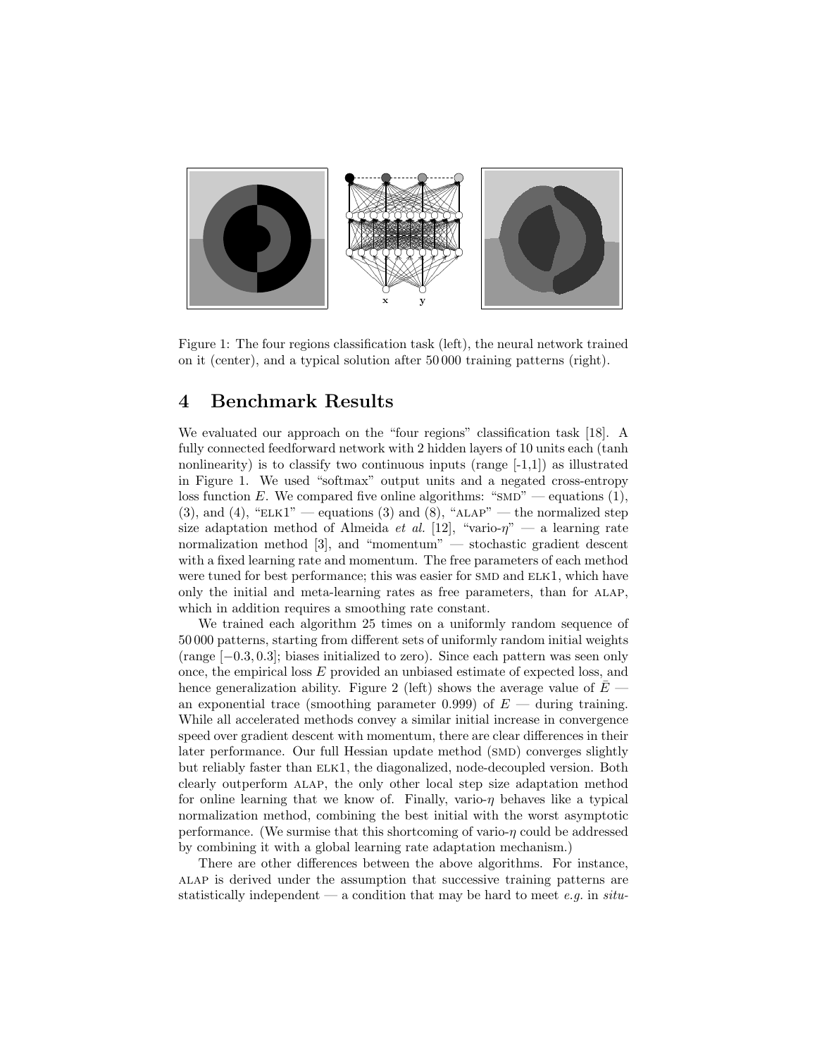x y

Figure 1: The four regions classification task (left), the neural network trained on it (center), and a typical solution after 50 000 training patterns (right).

## 4 Benchmark Results

We evaluated our approach on the "four regions" classification task [18]. A fully connected feedforward network with 2 hidden layers of 10 units each (tanh nonlinearity) is to classify two continuous inputs (range [-1,1]) as illustrated in Figure 1. We used "softmax" output units and a negated cross-entropy loss function $E$. We compared five online algorithms: "SMD" — equations (1), (3), and (4), "ELK1" — equations (3) and (8), "ALAP" — the normalized step size adaptation method of Almeida *et al.* [12], "vario-$\eta$" — a learning rate normalization method [3], and "momentum" — stochastic gradient descent with a fixed learning rate and momentum. The free parameters of each method were tuned for best performance; this was easier for SMD and ELK1, which have only the initial and meta-learning rates as free parameters, than for ALAP, which in addition requires a smoothing rate constant.

We trained each algorithm 25 times on a uniformly random sequence of 50 000 patterns, starting from different sets of uniformly random initial weights (range $[-0.3, 0.3]$; biases initialized to zero). Since each pattern was seen only once, the empirical loss $E$ provided an unbiased estimate of expected loss, and hence generalization ability. Figure 2 (left) shows the average value of $\bar{E}$ — an exponential trace (smoothing parameter 0.999) of $E$ — during training. While all accelerated methods convey a similar initial increase in convergence speed over gradient descent with momentum, there are clear differences in their later performance. Our full Hessian update method (SMD) converges slightly but reliably faster than ELK1, the diagonalized, node-decoupled version. Both clearly outperform ALAP, the only other local step size adaptation method for online learning that we know of. Finally, vario-$\eta$ behaves like a typical normalization method, combining the best initial with the worst asymptotic performance. (We surmise that this shortcoming of vario-$\eta$ could be addressed by combining it with a global learning rate adaptation mechanism.)

There are other differences between the above algorithms. For instance, ALAP is derived under the assumption that successive training patterns are statistically independent — a condition that may be hard to meet *e.g.* in *situ-*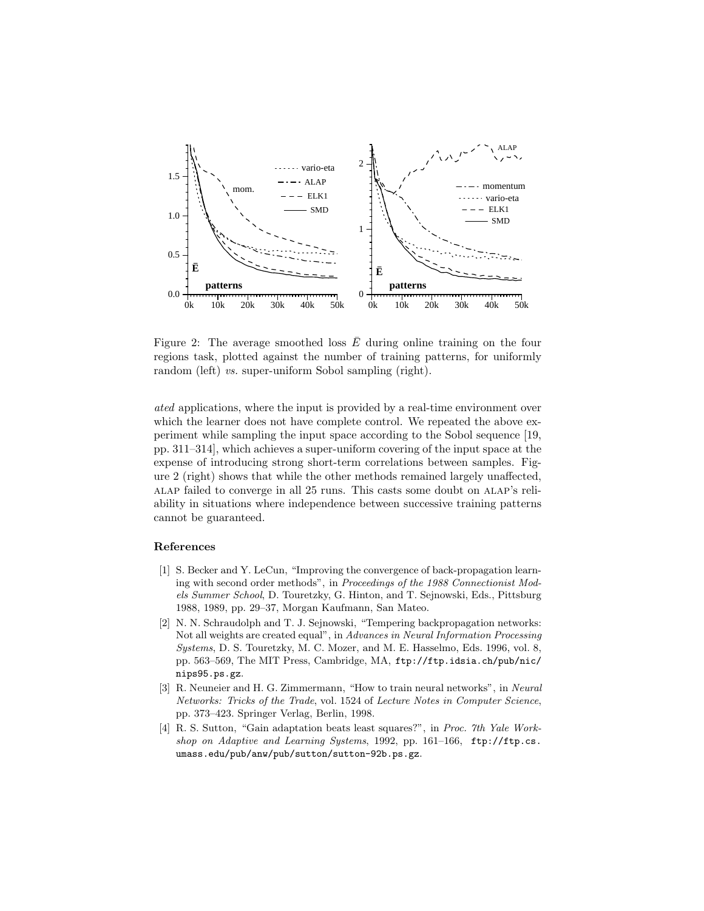1.5

1.0

0.5

0.0

$\bar{\mathbf{E}}$

**patterns**

0k 10k 20k 30k 40k 50k

vario-eta

ALAP

ELK1

SMD

mom.

2

1

0

$\bar{\mathbf{E}}$

**patterns**

0k 10k 20k 30k 40k 50k

ALAP

momentum

vario-eta

ELK1

SMD

Figure 2: The average smoothed loss $\bar{E}$ during online training on the four regions task, plotted against the number of training patterns, for uniformly random (left) *vs.* super-uniform Sobol sampling (right).

*ated* applications, where the input is provided by a real-time environment over which the learner does not have complete control. We repeated the above experiment while sampling the input space according to the Sobol sequence [19, pp. 311–314], which achieves a super-uniform covering of the input space at the expense of introducing strong short-term correlations between samples. Figure 2 (right) shows that while the other methods remained largely unaffected, ALAP failed to converge in all 25 runs. This casts some doubt on ALAP's reliability in situations where independence between successive training patterns cannot be guaranteed.

## References

[1] S. Becker and Y. LeCun, "Improving the convergence of back-propagation learning with second order methods", in *Proceedings of the 1988 Connectionist Models Summer School*, D. Touretzky, G. Hinton, and T. Sejnowski, Eds., Pittsburg 1988, 1989, pp. 29–37, Morgan Kaufmann, San Mateo.

[2] N. N. Schraudolph and T. J. Sejnowski, "Tempering backpropagation networks: Not all weights are created equal", in *Advances in Neural Information Processing Systems*, D. S. Touretzky, M. C. Mozer, and M. E. Hasselmo, Eds. 1996, vol. 8, pp. 563–569, The MIT Press, Cambridge, MA, `ftp://ftp.idsia.ch/pub/nic/nips95.ps.gz`.

[3] R. Neuneier and H. G. Zimmermann, "How to train neural networks", in *Neural Networks: Tricks of the Trade*, vol. 1524 of *Lecture Notes in Computer Science*, pp. 373–423. Springer Verlag, Berlin, 1998.

[4] R. S. Sutton, "Gain adaptation beats least squares?", in *Proc. 7th Yale Workshop on Adaptive and Learning Systems*, 1992, pp. 161–166, `ftp://ftp.cs.umass.edu/pub/anw/pub/sutton/sutton-92b.ps.gz`.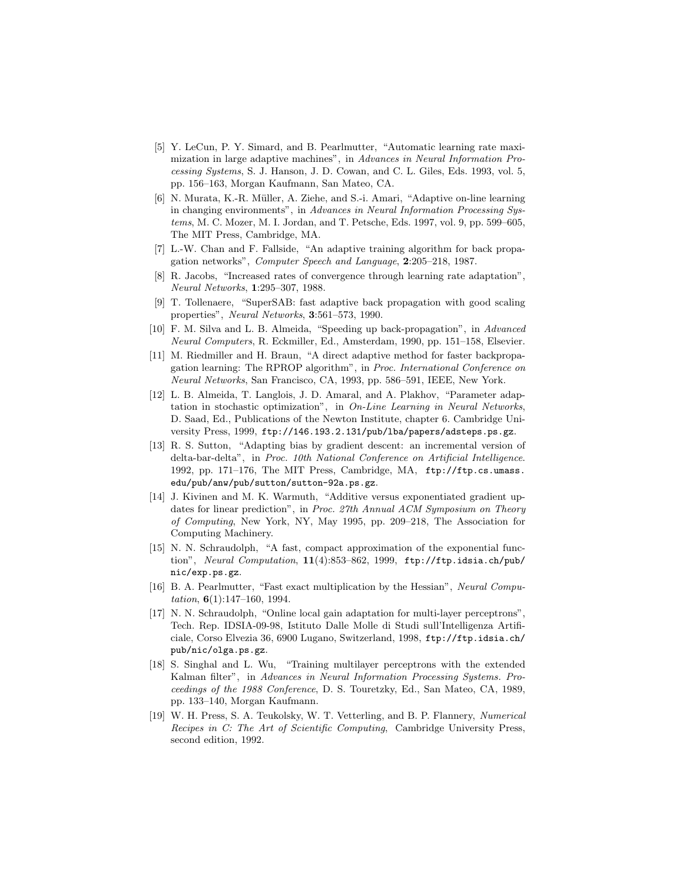[5] Y. LeCun, P. Y. Simard, and B. Pearlmutter, "Automatic learning rate maximization in large adaptive machines", in *Advances in Neural Information Processing Systems*, S. J. Hanson, J. D. Cowan, and C. L. Giles, Eds. 1993, vol. 5, pp. 156–163, Morgan Kaufmann, San Mateo, CA.

[6] N. Murata, K.-R. Müller, A. Ziehe, and S.-i. Amari, "Adaptive on-line learning in changing environments", in *Advances in Neural Information Processing Systems*, M. C. Mozer, M. I. Jordan, and T. Petsche, Eds. 1997, vol. 9, pp. 599–605, The MIT Press, Cambridge, MA.

[7] L.-W. Chan and F. Fallside, "An adaptive training algorithm for back propagation networks", *Computer Speech and Language*, **2**:205–218, 1987.

[8] R. Jacobs, "Increased rates of convergence through learning rate adaptation", *Neural Networks*, **1**:295–307, 1988.

[9] T. Tollenaere, "SuperSAB: fast adaptive back propagation with good scaling properties", *Neural Networks*, **3**:561–573, 1990.

[10] F. M. Silva and L. B. Almeida, "Speeding up back-propagation", in *Advanced Neural Computers*, R. Eckmiller, Ed., Amsterdam, 1990, pp. 151–158, Elsevier.

[11] M. Riedmiller and H. Braun, "A direct adaptive method for faster backpropagation learning: The RPROP algorithm", in *Proc. International Conference on Neural Networks*, San Francisco, CA, 1993, pp. 586–591, IEEE, New York.

[12] L. B. Almeida, T. Langlois, J. D. Amaral, and A. Plakhov, "Parameter adaptation in stochastic optimization", in *On-Line Learning in Neural Networks*, D. Saad, Ed., Publications of the Newton Institute, chapter 6. Cambridge University Press, 1999, `ftp://146.193.2.131/pub/lba/papers/adsteps.ps.gz`.

[13] R. S. Sutton, "Adapting bias by gradient descent: an incremental version of delta-bar-delta", in *Proc. 10th National Conference on Artificial Intelligence*. 1992, pp. 171–176, The MIT Press, Cambridge, MA, `ftp://ftp.cs.umass.edu/pub/anw/pub/sutton/sutton-92a.ps.gz`.

[14] J. Kivinen and M. K. Warmuth, "Additive versus exponentiated gradient updates for linear prediction", in *Proc. 27th Annual ACM Symposium on Theory of Computing*, New York, NY, May 1995, pp. 209–218, The Association for Computing Machinery.

[15] N. N. Schraudolph, "A fast, compact approximation of the exponential function", *Neural Computation*, **11**(4):853–862, 1999, `ftp://ftp.idsia.ch/pub/nic/exp.ps.gz`.

[16] B. A. Pearlmutter, "Fast exact multiplication by the Hessian", *Neural Computation*, **6**(1):147–160, 1994.

[17] N. N. Schraudolph, "Online local gain adaptation for multi-layer perceptrons", Tech. Rep. IDSIA-09-98, Istituto Dalle Molle di Studi sull'Intelligenza Artificiale, Corso Elvezia 36, 6900 Lugano, Switzerland, 1998, `ftp://ftp.idsia.ch/pub/nic/olga.ps.gz`.

[18] S. Singhal and L. Wu, "Training multilayer perceptrons with the extended Kalman filter", in *Advances in Neural Information Processing Systems. Proceedings of the 1988 Conference*, D. S. Touretzky, Ed., San Mateo, CA, 1989, pp. 133–140, Morgan Kaufmann.

[19] W. H. Press, S. A. Teukolsky, W. T. Vetterling, and B. P. Flannery, *Numerical Recipes in C: The Art of Scientific Computing*, Cambridge University Press, second edition, 1992.